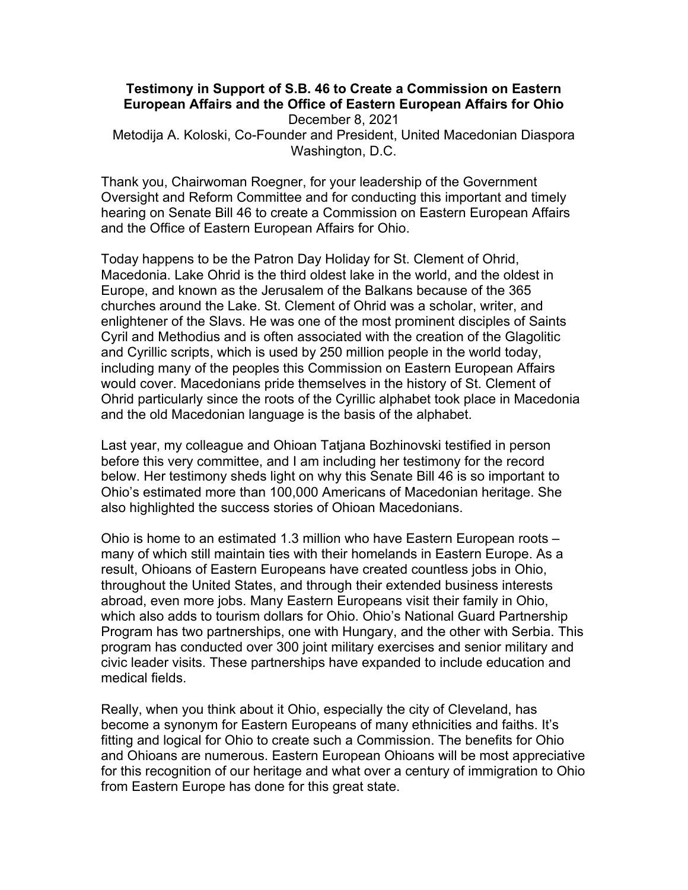**Testimony in Support of S.B. 46 to Create a Commission on Eastern European Affairs and the Office of Eastern European Affairs for Ohio**

December 8, 2021

Metodija A. Koloski, Co-Founder and President, United Macedonian Diaspora
Washington, D.C.

Thank you, Chairwoman Roegner, for your leadership of the Government Oversight and Reform Committee and for conducting this important and timely hearing on Senate Bill 46 to create a Commission on Eastern European Affairs and the Office of Eastern European Affairs for Ohio.

Today happens to be the Patron Day Holiday for St. Clement of Ohrid, Macedonia. Lake Ohrid is the third oldest lake in the world, and the oldest in Europe, and known as the Jerusalem of the Balkans because of the 365 churches around the Lake. St. Clement of Ohrid was a scholar, writer, and enlightener of the Slavs. He was one of the most prominent disciples of Saints Cyril and Methodius and is often associated with the creation of the Glagolitic and Cyrillic scripts, which is used by 250 million people in the world today, including many of the peoples this Commission on Eastern European Affairs would cover. Macedonians pride themselves in the history of St. Clement of Ohrid particularly since the roots of the Cyrillic alphabet took place in Macedonia and the old Macedonian language is the basis of the alphabet.

Last year, my colleague and Ohioan Tatjana Bozhinovski testified in person before this very committee, and I am including her testimony for the record below. Her testimony sheds light on why this Senate Bill 46 is so important to Ohio's estimated more than 100,000 Americans of Macedonian heritage. She also highlighted the success stories of Ohioan Macedonians.

Ohio is home to an estimated 1.3 million who have Eastern European roots – many of which still maintain ties with their homelands in Eastern Europe. As a result, Ohioans of Eastern Europeans have created countless jobs in Ohio, throughout the United States, and through their extended business interests abroad, even more jobs. Many Eastern Europeans visit their family in Ohio, which also adds to tourism dollars for Ohio. Ohio's National Guard Partnership Program has two partnerships, one with Hungary, and the other with Serbia. This program has conducted over 300 joint military exercises and senior military and civic leader visits. These partnerships have expanded to include education and medical fields.

Really, when you think about it Ohio, especially the city of Cleveland, has become a synonym for Eastern Europeans of many ethnicities and faiths. It's fitting and logical for Ohio to create such a Commission. The benefits for Ohio and Ohioans are numerous. Eastern European Ohioans will be most appreciative for this recognition of our heritage and what over a century of immigration to Ohio from Eastern Europe has done for this great state.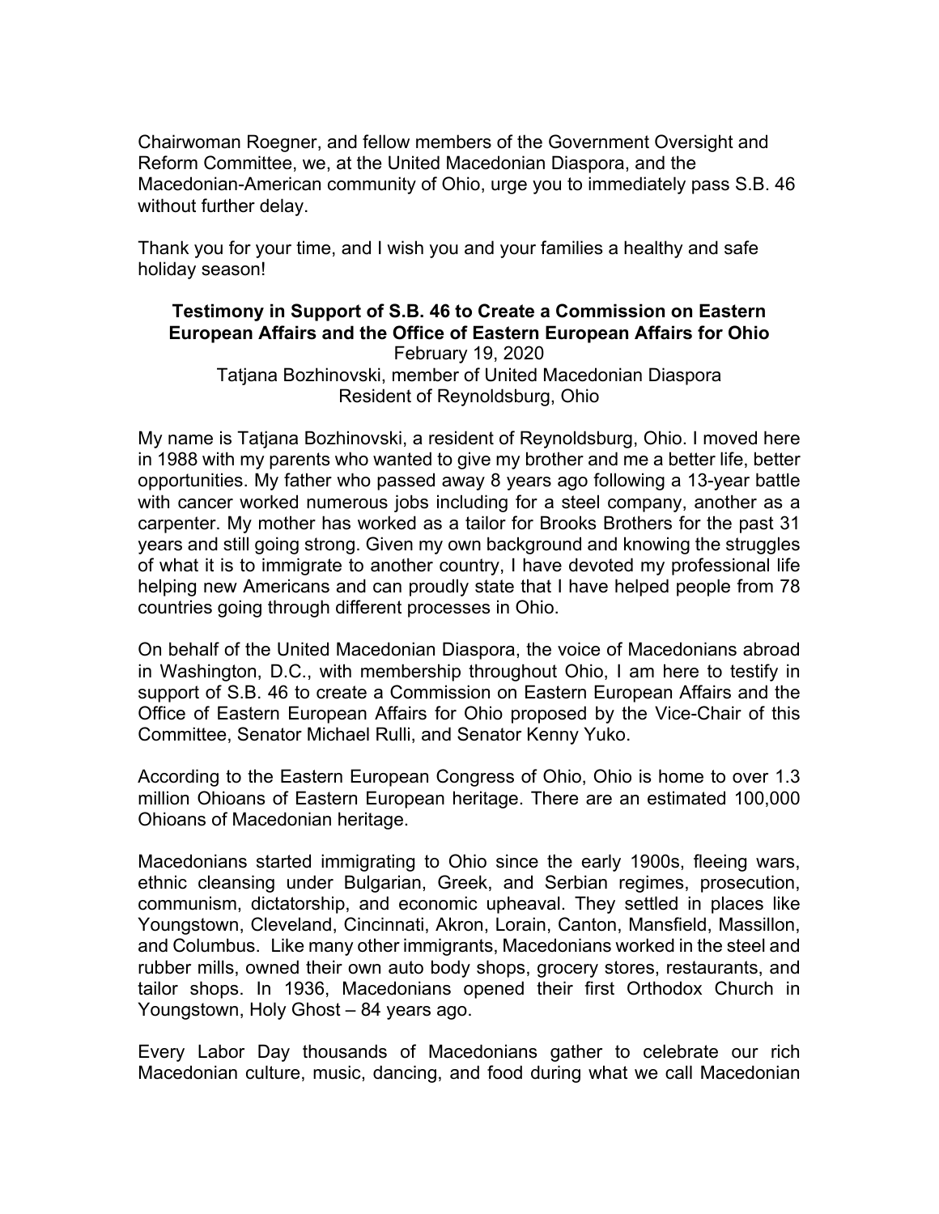Chairwoman Roegner, and fellow members of the Government Oversight and Reform Committee, we, at the United Macedonian Diaspora, and the Macedonian-American community of Ohio, urge you to immediately pass S.B. 46 without further delay.

Thank you for your time, and I wish you and your families a healthy and safe holiday season!

**Testimony in Support of S.B. 46 to Create a Commission on Eastern European Affairs and the Office of Eastern European Affairs for Ohio**

February 19, 2020
Tatjana Bozhinovski, member of United Macedonian Diaspora
Resident of Reynoldsburg, Ohio

My name is Tatjana Bozhinovski, a resident of Reynoldsburg, Ohio. I moved here in 1988 with my parents who wanted to give my brother and me a better life, better opportunities. My father who passed away 8 years ago following a 13-year battle with cancer worked numerous jobs including for a steel company, another as a carpenter. My mother has worked as a tailor for Brooks Brothers for the past 31 years and still going strong. Given my own background and knowing the struggles of what it is to immigrate to another country, I have devoted my professional life helping new Americans and can proudly state that I have helped people from 78 countries going through different processes in Ohio.

On behalf of the United Macedonian Diaspora, the voice of Macedonians abroad in Washington, D.C., with membership throughout Ohio, I am here to testify in support of S.B. 46 to create a Commission on Eastern European Affairs and the Office of Eastern European Affairs for Ohio proposed by the Vice-Chair of this Committee, Senator Michael Rulli, and Senator Kenny Yuko.

According to the Eastern European Congress of Ohio, Ohio is home to over 1.3 million Ohioans of Eastern European heritage. There are an estimated 100,000 Ohioans of Macedonian heritage.

Macedonians started immigrating to Ohio since the early 1900s, fleeing wars, ethnic cleansing under Bulgarian, Greek, and Serbian regimes, prosecution, communism, dictatorship, and economic upheaval. They settled in places like Youngstown, Cleveland, Cincinnati, Akron, Lorain, Canton, Mansfield, Massillon, and Columbus. Like many other immigrants, Macedonians worked in the steel and rubber mills, owned their own auto body shops, grocery stores, restaurants, and tailor shops. In 1936, Macedonians opened their first Orthodox Church in Youngstown, Holy Ghost – 84 years ago.

Every Labor Day thousands of Macedonians gather to celebrate our rich Macedonian culture, music, dancing, and food during what we call Macedonian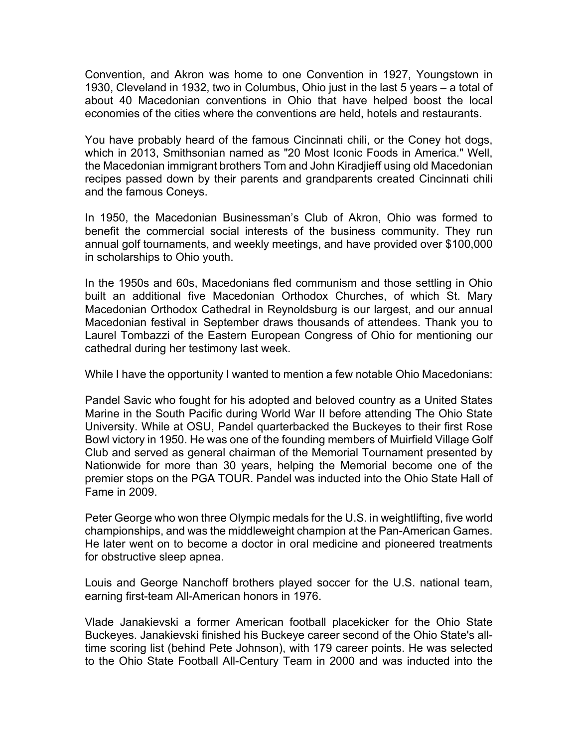Convention, and Akron was home to one Convention in 1927, Youngstown in 1930, Cleveland in 1932, two in Columbus, Ohio just in the last 5 years – a total of about 40 Macedonian conventions in Ohio that have helped boost the local economies of the cities where the conventions are held, hotels and restaurants.

You have probably heard of the famous Cincinnati chili, or the Coney hot dogs, which in 2013, Smithsonian named as "20 Most Iconic Foods in America." Well, the Macedonian immigrant brothers Tom and John Kiradjieff using old Macedonian recipes passed down by their parents and grandparents created Cincinnati chili and the famous Coneys.

In 1950, the Macedonian Businessman's Club of Akron, Ohio was formed to benefit the commercial social interests of the business community. They run annual golf tournaments, and weekly meetings, and have provided over $100,000 in scholarships to Ohio youth.

In the 1950s and 60s, Macedonians fled communism and those settling in Ohio built an additional five Macedonian Orthodox Churches, of which St. Mary Macedonian Orthodox Cathedral in Reynoldsburg is our largest, and our annual Macedonian festival in September draws thousands of attendees. Thank you to Laurel Tombazzi of the Eastern European Congress of Ohio for mentioning our cathedral during her testimony last week.

While I have the opportunity I wanted to mention a few notable Ohio Macedonians:

Pandel Savic who fought for his adopted and beloved country as a United States Marine in the South Pacific during World War II before attending The Ohio State University. While at OSU, Pandel quarterbacked the Buckeyes to their first Rose Bowl victory in 1950. He was one of the founding members of Muirfield Village Golf Club and served as general chairman of the Memorial Tournament presented by Nationwide for more than 30 years, helping the Memorial become one of the premier stops on the PGA TOUR. Pandel was inducted into the Ohio State Hall of Fame in 2009.

Peter George who won three Olympic medals for the U.S. in weightlifting, five world championships, and was the middleweight champion at the Pan-American Games. He later went on to become a doctor in oral medicine and pioneered treatments for obstructive sleep apnea.

Louis and George Nanchoff brothers played soccer for the U.S. national team, earning first-team All-American honors in 1976.

Vlade Janakievski a former American football placekicker for the Ohio State Buckeyes. Janakievski finished his Buckeye career second of the Ohio State's all-time scoring list (behind Pete Johnson), with 179 career points. He was selected to the Ohio State Football All-Century Team in 2000 and was inducted into the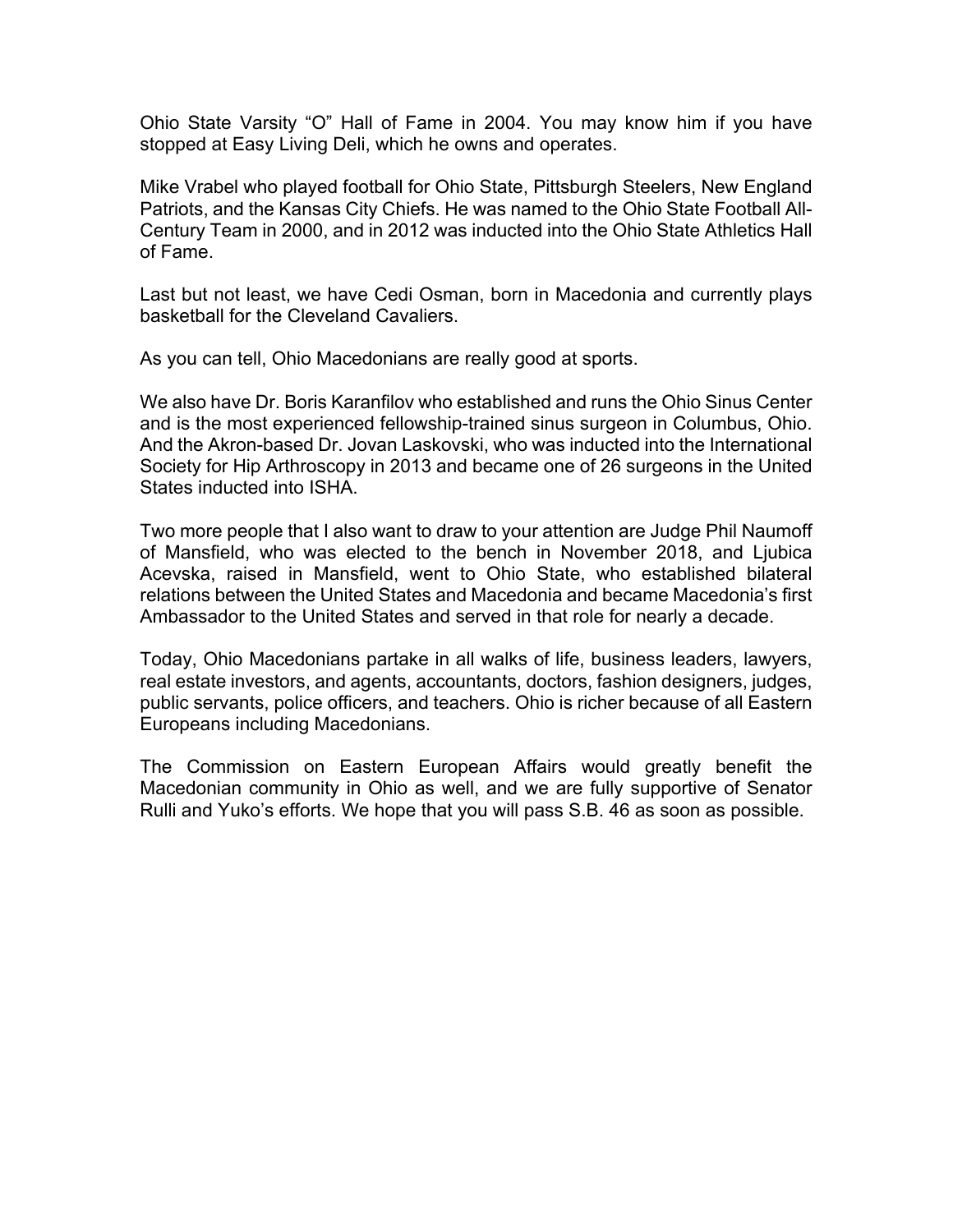Ohio State Varsity "O" Hall of Fame in 2004. You may know him if you have stopped at Easy Living Deli, which he owns and operates.

Mike Vrabel who played football for Ohio State, Pittsburgh Steelers, New England Patriots, and the Kansas City Chiefs. He was named to the Ohio State Football All-Century Team in 2000, and in 2012 was inducted into the Ohio State Athletics Hall of Fame.

Last but not least, we have Cedi Osman, born in Macedonia and currently plays basketball for the Cleveland Cavaliers.

As you can tell, Ohio Macedonians are really good at sports.

We also have Dr. Boris Karanfilov who established and runs the Ohio Sinus Center and is the most experienced fellowship-trained sinus surgeon in Columbus, Ohio. And the Akron-based Dr. Jovan Laskovski, who was inducted into the International Society for Hip Arthroscopy in 2013 and became one of 26 surgeons in the United States inducted into ISHA.

Two more people that I also want to draw to your attention are Judge Phil Naumoff of Mansfield, who was elected to the bench in November 2018, and Ljubica Acevska, raised in Mansfield, went to Ohio State, who established bilateral relations between the United States and Macedonia and became Macedonia's first Ambassador to the United States and served in that role for nearly a decade.

Today, Ohio Macedonians partake in all walks of life, business leaders, lawyers, real estate investors, and agents, accountants, doctors, fashion designers, judges, public servants, police officers, and teachers. Ohio is richer because of all Eastern Europeans including Macedonians.

The Commission on Eastern European Affairs would greatly benefit the Macedonian community in Ohio as well, and we are fully supportive of Senator Rulli and Yuko's efforts. We hope that you will pass S.B. 46 as soon as possible.